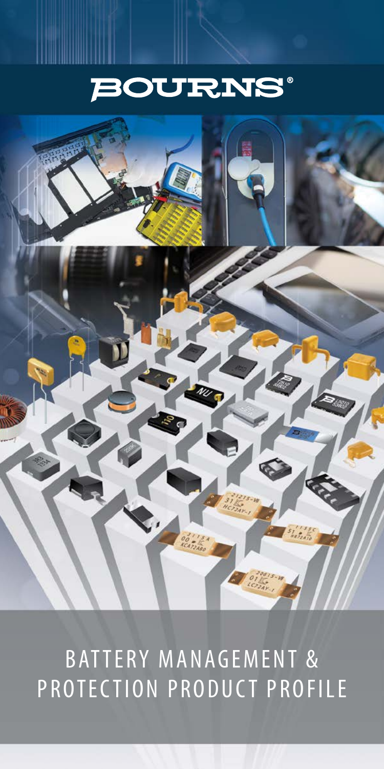# BOURNS®

# BATTERY MANAGEMENT & PROTECTION PRODUCT PROFILE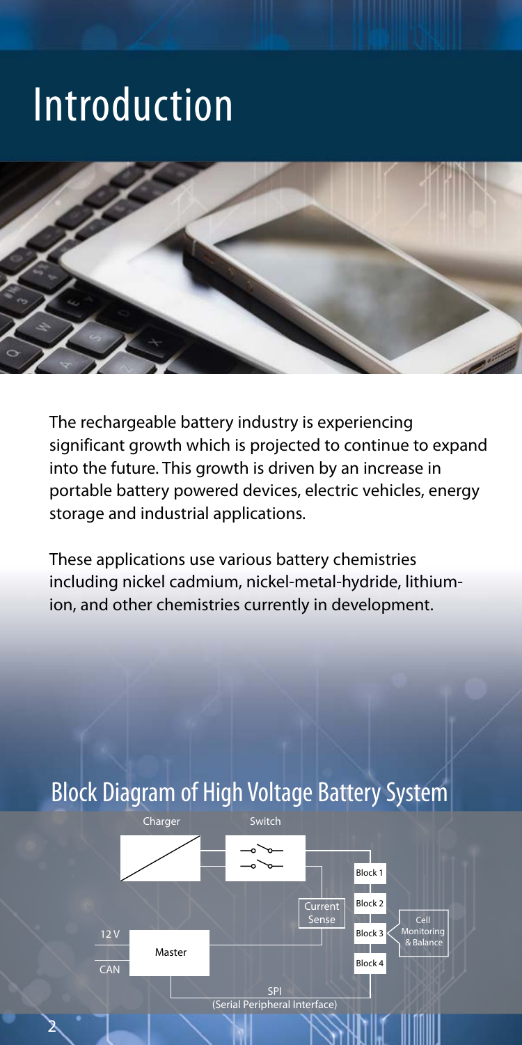# Introduction

The rechargeable battery industry is experiencing significant growth which is projected to continue to expand into the future. This growth is driven by an increase in portable battery powered devices, electric vehicles, energy storage and industrial applications.

These applications use various battery chemistries including nickel cadmium, nickel-metal-hydride, lithium-ion, and other chemistries currently in development.

## Block Diagram of High Voltage Battery System

Charger

Switch

Block 1

Block 2

Block 3

Block 4

Current Sense

Cell Monitoring & Balance

12 V

Master

CAN

SPI (Serial Peripheral Interface)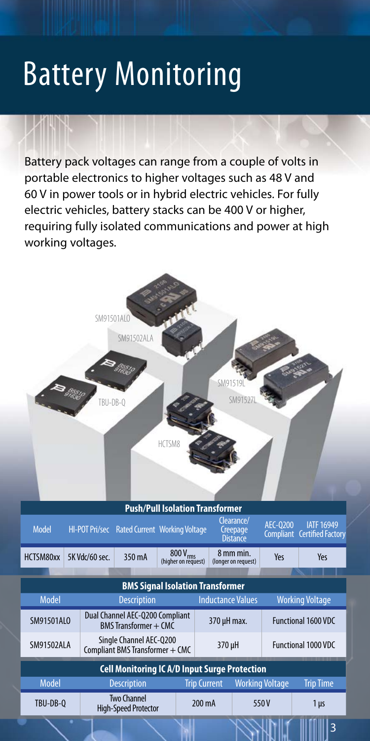# Battery Monitoring

Battery pack voltages can range from a couple of volts in portable electronics to higher voltages such as 48 V and 60 V in power tools or in hybrid electric vehicles. For fully electric vehicles, battery stacks can be 400 V or higher, requiring fully isolated communications and power at high working voltages.

SM91501AL0

SM91502ALA

TBU-DB-Q

SM91519L

SM91527L

HCTSM8

| Push/Pull Isolation Transformer | | | | | | |
|---|---|---|---|---|---|---|
| Model | HI-POT Pri/sec | Rated Current | Working Voltage | Clearance/ Creepage Distance | AEC-Q200 Compliant | IATF 16949 Certified Factory |
| HCTSM80xx | 5K Vdc/60 sec. | 350 mA | 800 $V_{rms}$ (higher on request) | 8 mm min. (longer on request) | Yes | Yes |

| BMS Signal Isolation Transformer | | | |
|---|---|---|---|
| Model | Description | Inductance Values | Working Voltage |
| SM91501AL0 | Dual Channel AEC-Q200 Compliant BMS Transformer + CMC | 370 µH max. | Functional 1600 VDC |
| SM91502ALA | Single Channel AEC-Q200 Compliant BMS Transformer + CMC | 370 µH | Functional 1000 VDC |

| Cell Monitoring IC A/D Input Surge Protection | | | | |
|---|---|---|---|---|
| Model | Description | Trip Current | Working Voltage | Trip Time |
| TBU-DB-Q | Two Channel High-Speed Protector | 200 mA | 550 V | 1 µs |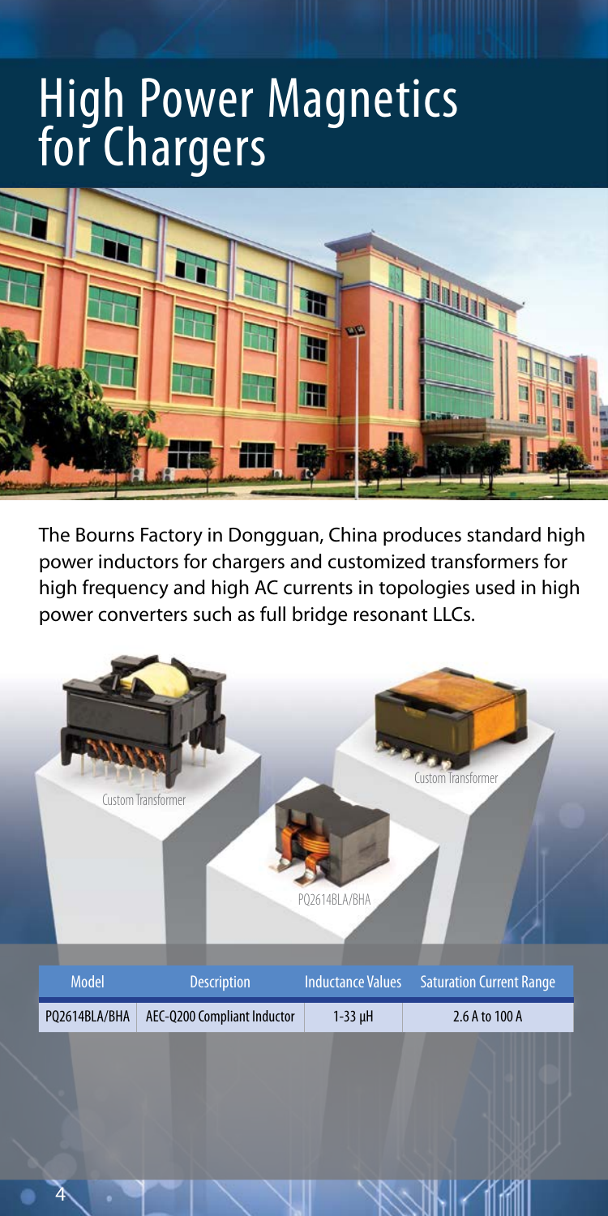# High Power Magnetics for Chargers

The Bourns Factory in Dongguan, China produces standard high power inductors for chargers and customized transformers for high frequency and high AC currents in topologies used in high power converters such as full bridge resonant LLCs.

Custom Transformer

Custom Transformer

PQ2614BLA/BHA

| Model | Description | Inductance Values | Saturation Current Range |
|---|---|---|---|
| PQ2614BLA/BHA | AEC-Q200 Compliant Inductor | 1-33 µH | 2.6 A to 100 A |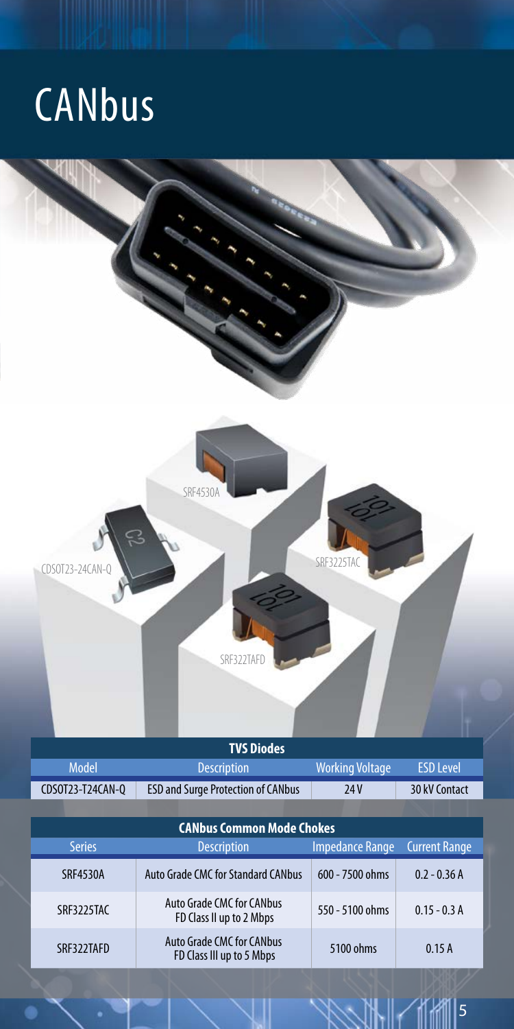# CANbus

CDSOT23-24CAN-Q

SRF4530A

SRF3225TAC

SRF322TAFD

| TVS Diodes | | | |
|---|---|---|---|
| Model | Description | Working Voltage | ESD Level |
| CDSOT23-T24CAN-Q | ESD and Surge Protection of CANbus | 24 V | 30 kV Contact |

| CANbus Common Mode Chokes | | | |
|---|---|---|---|
| Series | Description | Impedance Range | Current Range |
| SRF4530A | Auto Grade CMC for Standard CANbus | 600 - 7500 ohms | 0.2 - 0.36 A |
| SRF3225TAC | Auto Grade CMC for CANbus FD Class II up to 2 Mbps | 550 - 5100 ohms | 0.15 - 0.3 A |
| SRF322TAFD | Auto Grade CMC for CANbus FD Class III up to 5 Mbps | 5100 ohms | 0.15 A |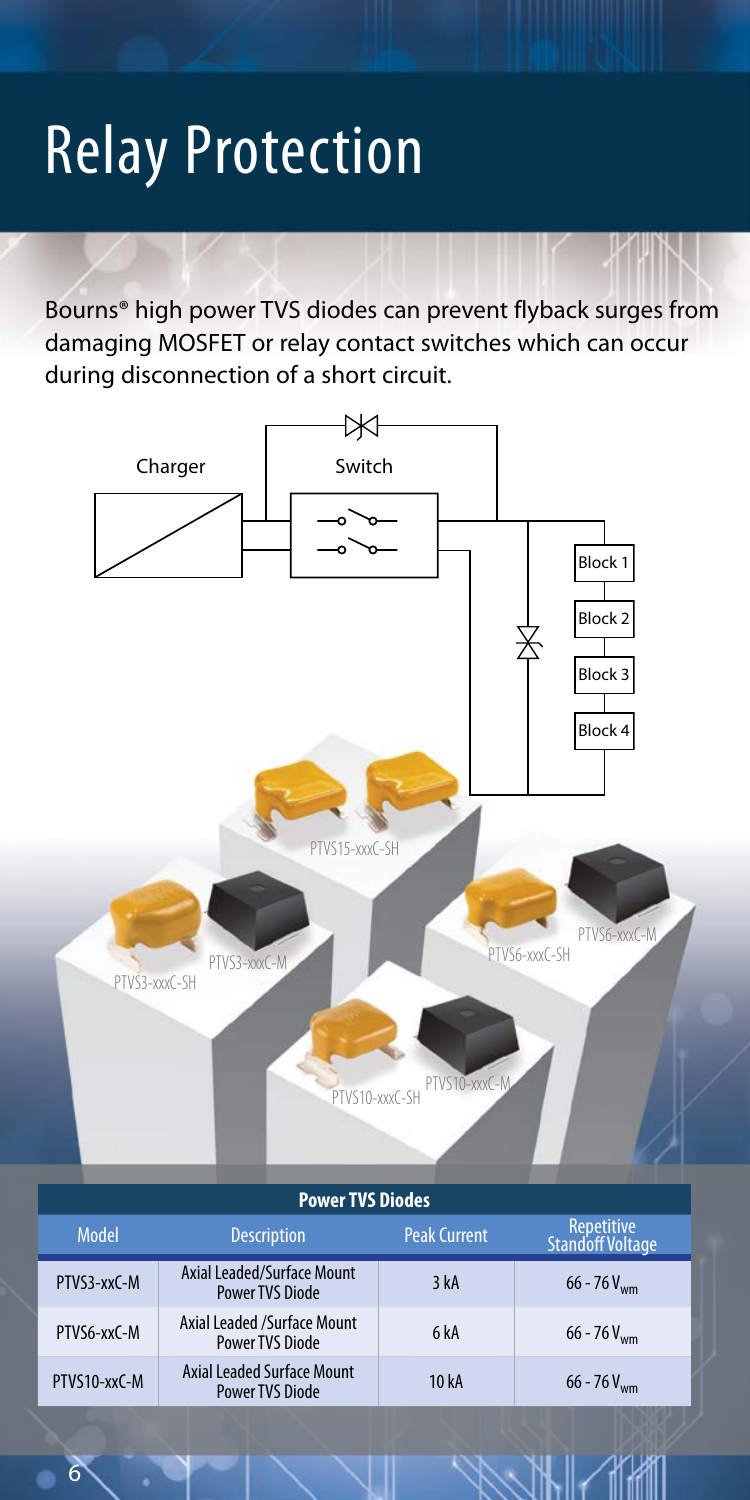# Relay Protection

Bourns® high power TVS diodes can prevent flyback surges from damaging MOSFET or relay contact switches which can occur during disconnection of a short circuit.

Charger

Switch

Block 1

Block 2

Block 3

Block 4

PTVS15-xxxC-SH

PTVS3-xxxC-SH

PTVS3-xxxC-M

PTVS6-xxxC-SH

PTVS6-xxxC-M

PTVS10-xxxC-SH

PTVS10-xxxC-M

| Power TVS Diodes | | | |
|---|---|---|---|
| Model | Description | Peak Current | Repetitive Standoff Voltage |
| PTVS3-xxC-M | Axial Leaded/Surface Mount Power TVS Diode | 3 kA | 66 - 76 $V_{wm}$ |
| PTVS6-xxC-M | Axial Leaded /Surface Mount Power TVS Diode | 6 kA | 66 - 76 $V_{wm}$ |
| PTVS10-xxC-M | Axial Leaded Surface Mount Power TVS Diode | 10 kA | 66 - 76 $V_{wm}$ |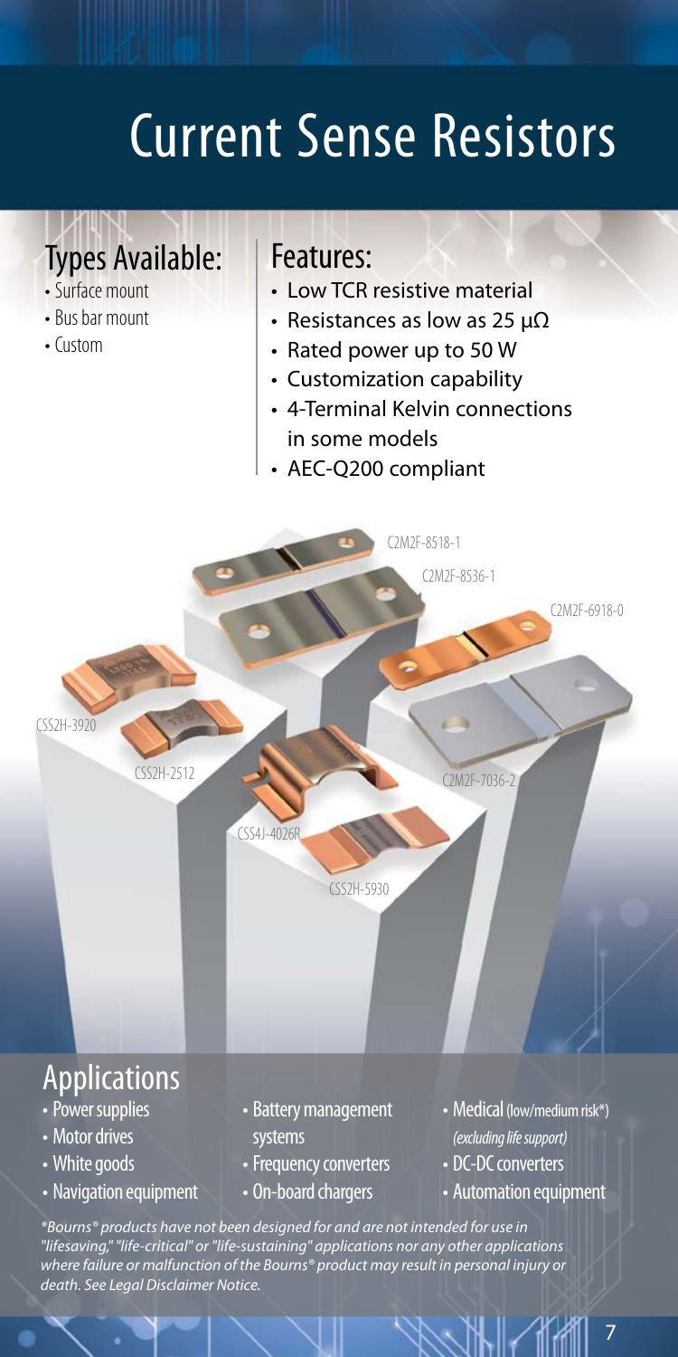# Current Sense Resistors

## Types Available:

- Surface mount
- Bus bar mount
- Custom

## Features:

- Low TCR resistive material
- Resistances as low as 25 µΩ
- Rated power up to 50 W
- Customization capability
- 4-Terminal Kelvin connections in some models
- AEC-Q200 compliant

C2M2F-8518-1

C2M2F-8536-1

C2M2F-6918-0

CSS2H-3920

CSS2H-2512

C2M2F-7036-2

CSS4J-4026R

CSS2H-5930

## Applications

- Power supplies
- Motor drives
- White goods
- Navigation equipment
- Battery management systems
- Frequency converters
- On-board chargers
- Medical (low/medium risk*) *(excluding life support)*
- DC-DC converters
- Automation equipment

*\*Bourns® products have not been designed for and are not intended for use in "lifesaving," "life-critical" or "life-sustaining" applications nor any other applications where failure or malfunction of the Bourns® product may result in personal injury or death. See Legal Disclaimer Notice.*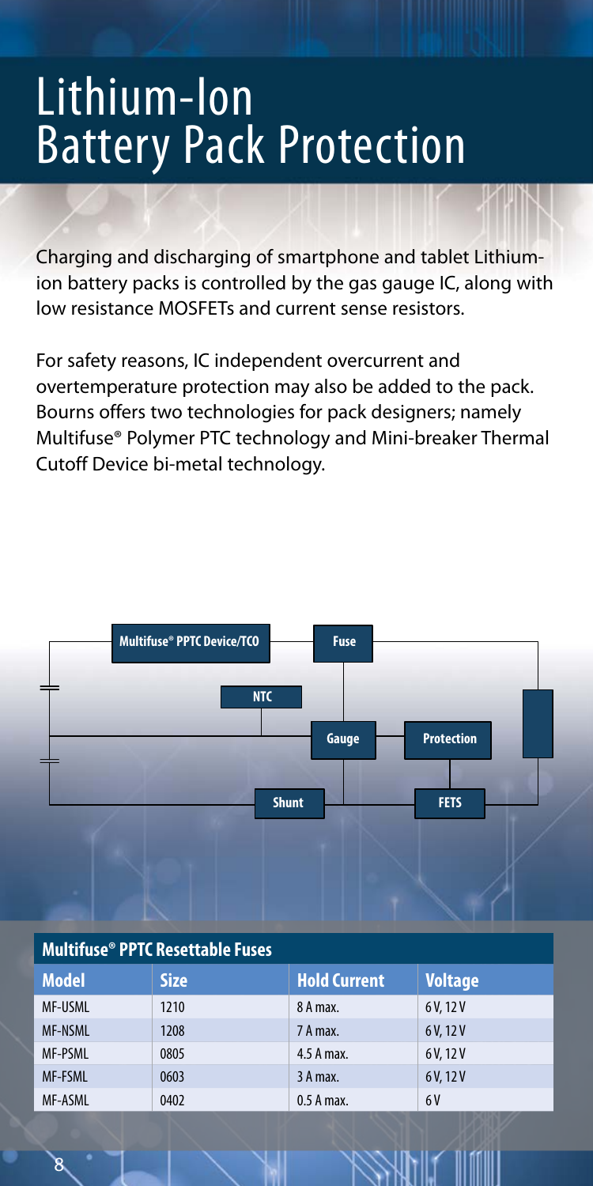# Lithium-Ion Battery Pack Protection

Charging and discharging of smartphone and tablet Lithium-ion battery packs is controlled by the gas gauge IC, along with low resistance MOSFETs and current sense resistors.

For safety reasons, IC independent overcurrent and overtemperature protection may also be added to the pack. Bourns offers two technologies for pack designers; namely Multifuse® Polymer PTC technology and Mini-breaker Thermal Cutoff Device bi-metal technology.

Multifuse® PPTC Device/TCO

Fuse

NTC

Gauge

Protection

Shunt

FETS

| Multifuse® PPTC Resettable Fuses | | | |
|---|---|---|---|
| **Model** | **Size** | **Hold Current** | **Voltage** |
| MF-USML | 1210 | 8 A max. | 6 V, 12 V |
| MF-NSML | 1208 | 7 A max. | 6 V, 12 V |
| MF-PSML | 0805 | 4.5 A max. | 6 V, 12 V |
| MF-FSML | 0603 | 3 A max. | 6 V, 12 V |
| MF-ASML | 0402 | 0.5 A max. | 6 V |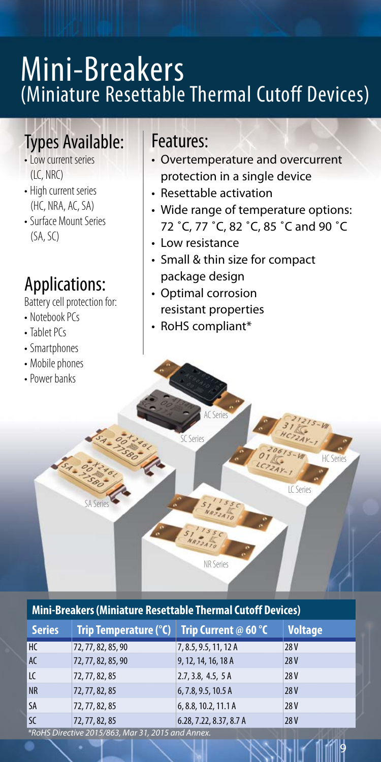# Mini-Breakers (Miniature Resettable Thermal Cutoff Devices)

## Types Available:

- Low current series (LC, NRC)
- High current series (HC, NRA, AC, SA)
- Surface Mount Series (SA, SC)

## Applications:

Battery cell protection for:

- Notebook PCs
- Tablet PCs
- Smartphones
- Mobile phones
- Power banks

## Features:

- Overtemperature and overcurrent protection in a single device
- Resettable activation
- Wide range of temperature options: 72 ˚C, 77 ˚C, 82 ˚C, 85 ˚C and 90 ˚C
- Low resistance
- Small & thin size for compact package design
- Optimal corrosion resistant properties
- RoHS compliant*

AC Series

SC Series

HC Series

LC Series

SA Series

NR Series

**Mini-Breakers (Miniature Resettable Thermal Cutoff Devices)**

| Series | Trip Temperature (°C) | Trip Current @ 60 °C | Voltage |
|---|---|---|---|
| HC | 72, 77, 82, 85, 90 | 7, 8.5, 9.5, 11, 12 A | 28 V |
| AC | 72, 77, 82, 85, 90 | 9, 12, 14, 16, 18 A | 28 V |
| LC | 72, 77, 82, 85 | 2.7, 3.8, 4.5, 5 A | 28 V |
| NR | 72, 77, 82, 85 | 6, 7.8, 9.5, 10.5 A | 28 V |
| SA | 72, 77, 82, 85 | 6, 8.8, 10.2, 11.1 A | 28 V |
| SC | 72, 77, 82, 85 | 6.28, 7.22, 8.37, 8.7 A | 28 V |

*RoHS Directive 2015/863, Mar 31, 2015 and Annex.*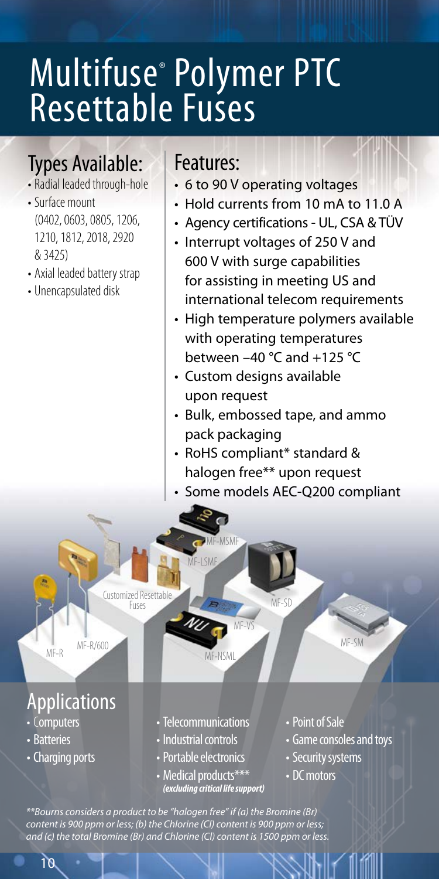# Multifuse® Polymer PTC Resettable Fuses

## Types Available:

- Radial leaded through-hole
- Surface mount (0402, 0603, 0805, 1206, 1210, 1812, 2018, 2920 & 3425)
- Axial leaded battery strap
- Unencapsulated disk

## Features:

- 6 to 90 V operating voltages
- Hold currents from 10 mA to 11.0 A
- Agency certifications - UL, CSA & TÜV
- Interrupt voltages of 250 V and 600 V with surge capabilities for assisting in meeting US and international telecom requirements
- High temperature polymers available with operating temperatures between –40 °C and +125 °C
- Custom designs available upon request
- Bulk, embossed tape, and ammo pack packaging
- RoHS compliant* standard & halogen free** upon request
- Some models AEC-Q200 compliant

MF-MSMF, MF-LSMF, Customized Resettable Fuses, MF-SD, MF-VS, MF-SM, MF-R, MF-R/600, MF-NSML

## Applications

- Computers
- Batteries
- Charging ports
- Telecommunications
- Industrial controls
- Portable electronics
- Medical products*** *(excluding critical life support)*
- Point of Sale
- Game consoles and toys
- Security systems
- DC motors

*\*\*Bourns considers a product to be "halogen free" if (a) the Bromine (Br) content is 900 ppm or less; (b) the Chlorine (Cl) content is 900 ppm or less; and (c) the total Bromine (Br) and Chlorine (Cl) content is 1500 ppm or less.*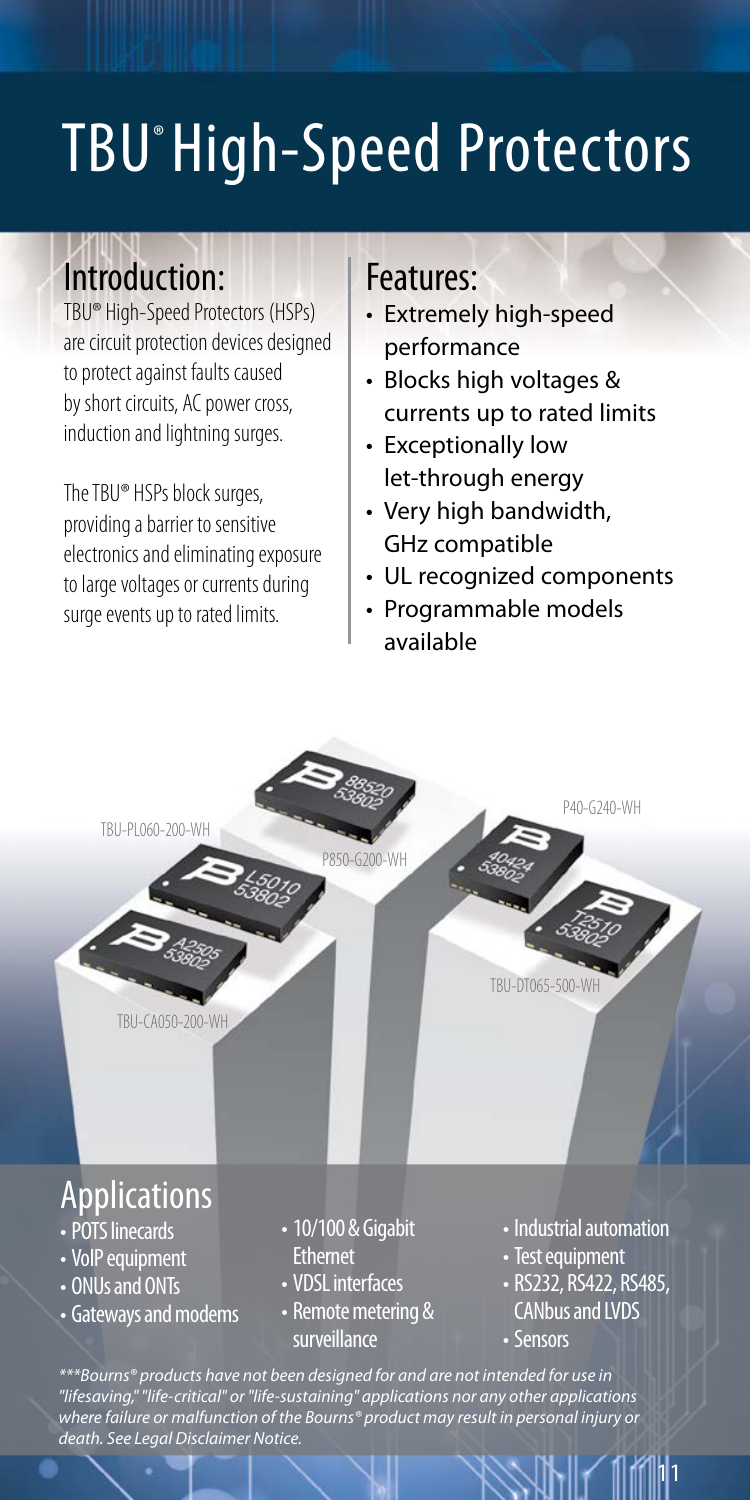# TBU® High-Speed Protectors

## Introduction:

TBU® High-Speed Protectors (HSPs) are circuit protection devices designed to protect against faults caused by short circuits, AC power cross, induction and lightning surges.

The TBU® HSPs block surges, providing a barrier to sensitive electronics and eliminating exposure to large voltages or currents during surge events up to rated limits.

## Features:

- Extremely high-speed performance
- Blocks high voltages & currents up to rated limits
- Exceptionally low let-through energy
- Very high bandwidth, GHz compatible
- UL recognized components
- Programmable models available

TBU-PL060-200-WH

P850-G200-WH

P40-G240-WH

TBU-DT065-500-WH

TBU-CA050-200-WH

## Applications

- POTS linecards
- VoIP equipment
- ONUs and ONTs
- Gateways and modems
- 10/100 & Gigabit Ethernet
- VDSL interfaces
- Remote metering & surveillance
- Industrial automation
- Test equipment
- RS232, RS422, RS485, CANbus and LVDS
- Sensors

*\*\*\*Bourns® products have not been designed for and are not intended for use in "lifesaving," "life-critical" or "life-sustaining" applications nor any other applications where failure or malfunction of the Bourns® product may result in personal injury or death. See Legal Disclaimer Notice.*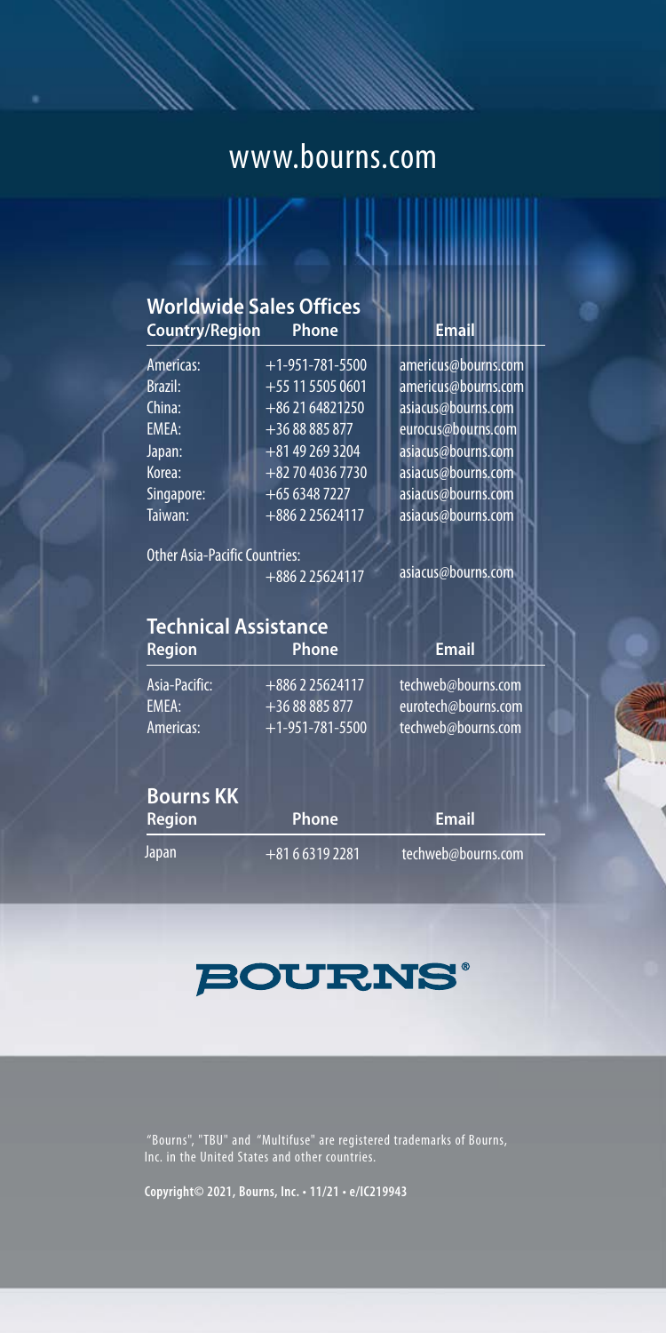www.bourns.com

## Worldwide Sales Offices

| Country/Region | Phone | Email |
| --- | --- | --- |
| Americas: | +1-951-781-5500 | americus@bourns.com |
| Brazil: | +55 11 5505 0601 | americus@bourns.com |
| China: | +86 21 64821250 | asiacus@bourns.com |
| EMEA: | +36 88 885 877 | eurocus@bourns.com |
| Japan: | +81 49 269 3204 | asiacus@bourns.com |
| Korea: | +82 70 4036 7730 | asiacus@bourns.com |
| Singapore: | +65 6348 7227 | asiacus@bourns.com |
| Taiwan: | +886 2 25624117 | asiacus@bourns.com |
| Other Asia-Pacific Countries: | +886 2 25624117 | asiacus@bourns.com |

## Technical Assistance

| Region | Phone | Email |
| --- | --- | --- |
| Asia-Pacific: | +886 2 25624117 | techweb@bourns.com |
| EMEA: | +36 88 885 877 | eurotech@bourns.com |
| Americas: | +1-951-781-5500 | techweb@bourns.com |

## Bourns KK

| Region | Phone | Email |
| --- | --- | --- |
| Japan | +81 6 6319 2281 | techweb@bourns.com |

BOURNS®

"Bourns", "TBU" and "Multifuse" are registered trademarks of Bourns, Inc. in the United States and other countries.

**Copyright© 2021, Bourns, Inc. • 11/21 • e/IC219943**